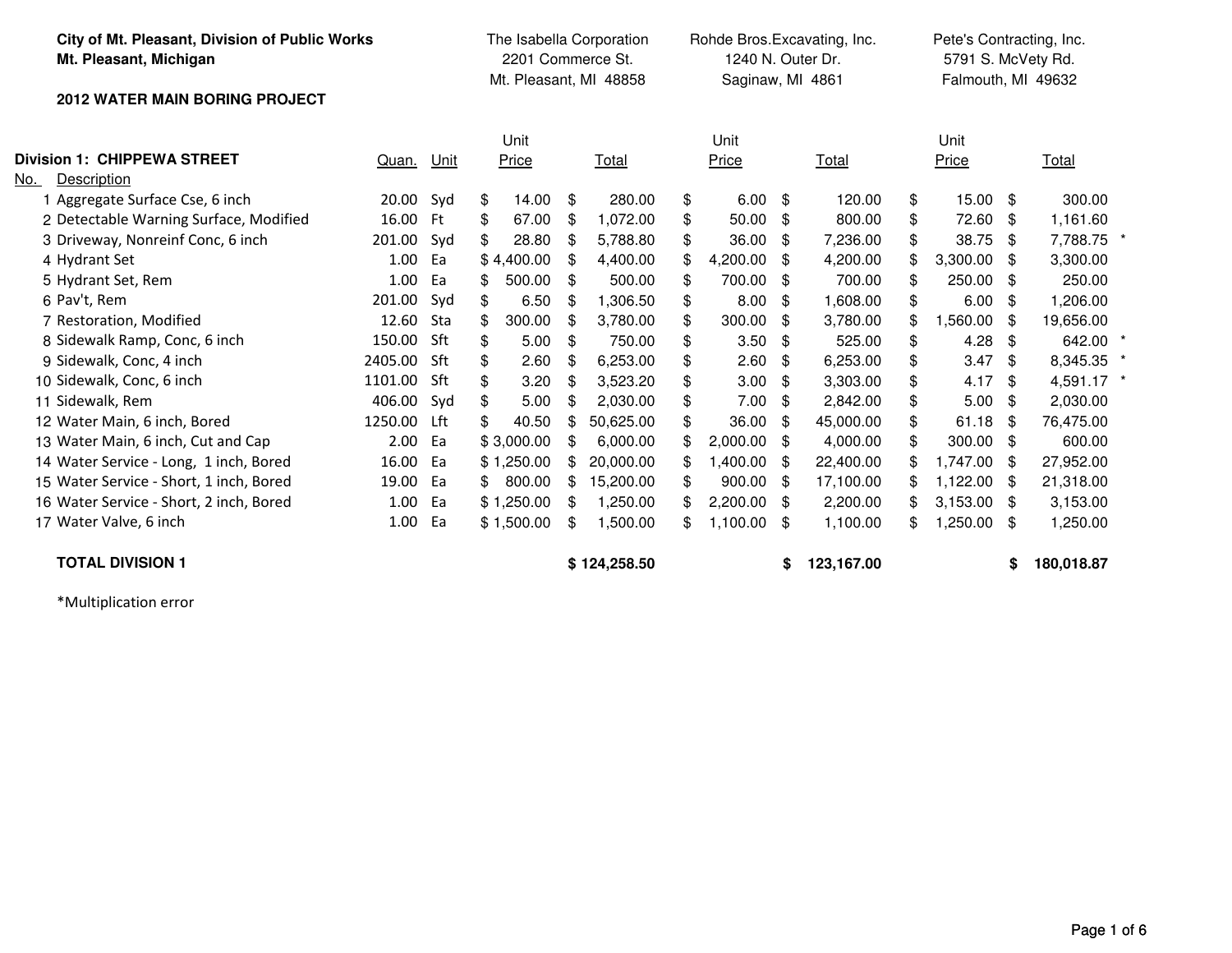**City of Mt. Pleasant, Division of Public Works**
**Mt. Pleasant, Michigan**

**2012 WATER MAIN BORING PROJECT**

| | | | | The Isabella Corporation<br>2201 Commerce St.<br>Mt. Pleasant, MI 48858 | | Rohde Bros.Excavating, Inc.<br>1240 N. Outer Dr.<br>Saginaw, MI 4861 | | Pete's Contracting, Inc.<br>5791 S. McVety Rd.<br>Falmouth, MI 49632 | | |
|---|---|---|---|---|---|---|---|---|---|---|
| **Division 1: CHIPPEWA STREET** | | | | | | | | | | |
| No. | Description | Quan. | Unit | Unit Price | Total | Unit Price | Total | Unit Price | Total | |
| 1 | Aggregate Surface Cse, 6 inch | 20.00 | Syd | $ 14.00 | $ 280.00 | $ 6.00 | $ 120.00 | $ 15.00 | $ 300.00 | |
| 2 | Detectable Warning Surface, Modified | 16.00 | Ft | $ 67.00 | $ 1,072.00 | $ 50.00 | $ 800.00 | $ 72.60 | $ 1,161.60 | |
| 3 | Driveway, Nonreinf Conc, 6 inch | 201.00 | Syd | $ 28.80 | $ 5,788.80 | $ 36.00 | $ 7,236.00 | $ 38.75 | $ 7,788.75 | * |
| 4 | Hydrant Set | 1.00 | Ea | $ 4,400.00 | $ 4,400.00 | $ 4,200.00 | $ 4,200.00 | $ 3,300.00 | $ 3,300.00 | |
| 5 | Hydrant Set, Rem | 1.00 | Ea | $ 500.00 | $ 500.00 | $ 700.00 | $ 700.00 | $ 250.00 | $ 250.00 | |
| 6 | Pav't, Rem | 201.00 | Syd | $ 6.50 | $ 1,306.50 | $ 8.00 | $ 1,608.00 | $ 6.00 | $ 1,206.00 | |
| 7 | Restoration, Modified | 12.60 | Sta | $ 300.00 | $ 3,780.00 | $ 300.00 | $ 3,780.00 | $ 1,560.00 | $ 19,656.00 | |
| 8 | Sidewalk Ramp, Conc, 6 inch | 150.00 | Sft | $ 5.00 | $ 750.00 | $ 3.50 | $ 525.00 | $ 4.28 | $ 642.00 | * |
| 9 | Sidewalk, Conc, 4 inch | 2405.00 | Sft | $ 2.60 | $ 6,253.00 | $ 2.60 | $ 6,253.00 | $ 3.47 | $ 8,345.35 | * |
| 10 | Sidewalk, Conc, 6 inch | 1101.00 | Sft | $ 3.20 | $ 3,523.20 | $ 3.00 | $ 3,303.00 | $ 4.17 | $ 4,591.17 | * |
| 11 | Sidewalk, Rem | 406.00 | Syd | $ 5.00 | $ 2,030.00 | $ 7.00 | $ 2,842.00 | $ 5.00 | $ 2,030.00 | |
| 12 | Water Main, 6 inch, Bored | 1250.00 | Lft | $ 40.50 | $ 50,625.00 | $ 36.00 | $ 45,000.00 | $ 61.18 | $ 76,475.00 | |
| 13 | Water Main, 6 inch, Cut and Cap | 2.00 | Ea | $ 3,000.00 | $ 6,000.00 | $ 2,000.00 | $ 4,000.00 | $ 300.00 | $ 600.00 | |
| 14 | Water Service - Long, 1 inch, Bored | 16.00 | Ea | $ 1,250.00 | $ 20,000.00 | $ 1,400.00 | $ 22,400.00 | $ 1,747.00 | $ 27,952.00 | |
| 15 | Water Service - Short, 1 inch, Bored | 19.00 | Ea | $ 800.00 | $ 15,200.00 | $ 900.00 | $ 17,100.00 | $ 1,122.00 | $ 21,318.00 | |
| 16 | Water Service - Short, 2 inch, Bored | 1.00 | Ea | $ 1,250.00 | $ 1,250.00 | $ 2,200.00 | $ 2,200.00 | $ 3,153.00 | $ 3,153.00 | |
| 17 | Water Valve, 6 inch | 1.00 | Ea | $ 1,500.00 | $ 1,500.00 | $ 1,100.00 | $ 1,100.00 | $ 1,250.00 | $ 1,250.00 | |
| | **TOTAL DIVISION 1** | | | | **$ 124,258.50** | | **$ 123,167.00** | | **$ 180,018.87** | |

*Multiplication error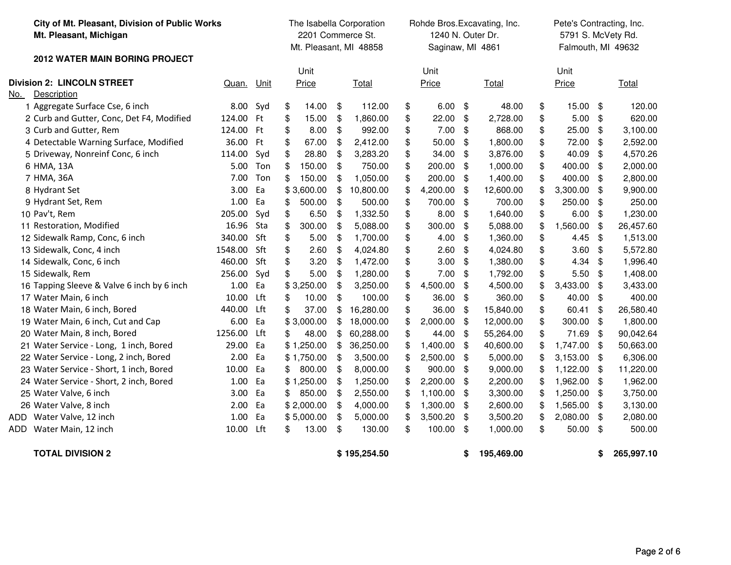**City of Mt. Pleasant, Division of Public Works**
**Mt. Pleasant, Michigan**

**2012 WATER MAIN BORING PROJECT**

| | | | | The Isabella Corporation<br>2201 Commerce St.<br>Mt. Pleasant, MI 48858 | | Rohde Bros.Excavating, Inc.<br>1240 N. Outer Dr.<br>Saginaw, MI 4861 | | Pete's Contracting, Inc.<br>5791 S. McVety Rd.<br>Falmouth, MI 49632 | |
|---|---|---|---|---|---|---|---|---|---|
| **Division 2: LINCOLN STREET** | | | | | | | | | |
| No. | Description | Quan. | Unit | Unit Price | Total | Unit Price | Total | Unit Price | Total |
| 1 | Aggregate Surface Cse, 6 inch | 8.00 | Syd | $ 14.00 | $ 112.00 | $ 6.00 | $ 48.00 | $ 15.00 | $ 120.00 |
| 2 | Curb and Gutter, Conc, Det F4, Modified | 124.00 | Ft | $ 15.00 | $ 1,860.00 | $ 22.00 | $ 2,728.00 | $ 5.00 | $ 620.00 |
| 3 | Curb and Gutter, Rem | 124.00 | Ft | $ 8.00 | $ 992.00 | $ 7.00 | $ 868.00 | $ 25.00 | $ 3,100.00 |
| 4 | Detectable Warning Surface, Modified | 36.00 | Ft | $ 67.00 | $ 2,412.00 | $ 50.00 | $ 1,800.00 | $ 72.00 | $ 2,592.00 |
| 5 | Driveway, Nonreinf Conc, 6 inch | 114.00 | Syd | $ 28.80 | $ 3,283.20 | $ 34.00 | $ 3,876.00 | $ 40.09 | $ 4,570.26 |
| 6 | HMA, 13A | 5.00 | Ton | $ 150.00 | $ 750.00 | $ 200.00 | $ 1,000.00 | $ 400.00 | $ 2,000.00 |
| 7 | HMA, 36A | 7.00 | Ton | $ 150.00 | $ 1,050.00 | $ 200.00 | $ 1,400.00 | $ 400.00 | $ 2,800.00 |
| 8 | Hydrant Set | 3.00 | Ea | $ 3,600.00 | $ 10,800.00 | $ 4,200.00 | $ 12,600.00 | $ 3,300.00 | $ 9,900.00 |
| 9 | Hydrant Set, Rem | 1.00 | Ea | $ 500.00 | $ 500.00 | $ 700.00 | $ 700.00 | $ 250.00 | $ 250.00 |
| 10 | Pav't, Rem | 205.00 | Syd | $ 6.50 | $ 1,332.50 | $ 8.00 | $ 1,640.00 | $ 6.00 | $ 1,230.00 |
| 11 | Restoration, Modified | 16.96 | Sta | $ 300.00 | $ 5,088.00 | $ 300.00 | $ 5,088.00 | $ 1,560.00 | $ 26,457.60 |
| 12 | Sidewalk Ramp, Conc, 6 inch | 340.00 | Sft | $ 5.00 | $ 1,700.00 | $ 4.00 | $ 1,360.00 | $ 4.45 | $ 1,513.00 |
| 13 | Sidewalk, Conc, 4 inch | 1548.00 | Sft | $ 2.60 | $ 4,024.80 | $ 2.60 | $ 4,024.80 | $ 3.60 | $ 5,572.80 |
| 14 | Sidewalk, Conc, 6 inch | 460.00 | Sft | $ 3.20 | $ 1,472.00 | $ 3.00 | $ 1,380.00 | $ 4.34 | $ 1,996.40 |
| 15 | Sidewalk, Rem | 256.00 | Syd | $ 5.00 | $ 1,280.00 | $ 7.00 | $ 1,792.00 | $ 5.50 | $ 1,408.00 |
| 16 | Tapping Sleeve & Valve 6 inch by 6 inch | 1.00 | Ea | $ 3,250.00 | $ 3,250.00 | $ 4,500.00 | $ 4,500.00 | $ 3,433.00 | $ 3,433.00 |
| 17 | Water Main, 6 inch | 10.00 | Lft | $ 10.00 | $ 100.00 | $ 36.00 | $ 360.00 | $ 40.00 | $ 400.00 |
| 18 | Water Main, 6 inch, Bored | 440.00 | Lft | $ 37.00 | $ 16,280.00 | $ 36.00 | $ 15,840.00 | $ 60.41 | $ 26,580.40 |
| 19 | Water Main, 6 inch, Cut and Cap | 6.00 | Ea | $ 3,000.00 | $ 18,000.00 | $ 2,000.00 | $ 12,000.00 | $ 300.00 | $ 1,800.00 |
| 20 | Water Main, 8 inch, Bored | 1256.00 | Lft | $ 48.00 | $ 60,288.00 | $ 44.00 | $ 55,264.00 | $ 71.69 | $ 90,042.64 |
| 21 | Water Service - Long, 1 inch, Bored | 29.00 | Ea | $ 1,250.00 | $ 36,250.00 | $ 1,400.00 | $ 40,600.00 | $ 1,747.00 | $ 50,663.00 |
| 22 | Water Service - Long, 2 inch, Bored | 2.00 | Ea | $ 1,750.00 | $ 3,500.00 | $ 2,500.00 | $ 5,000.00 | $ 3,153.00 | $ 6,306.00 |
| 23 | Water Service - Short, 1 inch, Bored | 10.00 | Ea | $ 800.00 | $ 8,000.00 | $ 900.00 | $ 9,000.00 | $ 1,122.00 | $ 11,220.00 |
| 24 | Water Service - Short, 2 inch, Bored | 1.00 | Ea | $ 1,250.00 | $ 1,250.00 | $ 2,200.00 | $ 2,200.00 | $ 1,962.00 | $ 1,962.00 |
| 25 | Water Valve, 6 inch | 3.00 | Ea | $ 850.00 | $ 2,550.00 | $ 1,100.00 | $ 3,300.00 | $ 1,250.00 | $ 3,750.00 |
| 26 | Water Valve, 8 inch | 2.00 | Ea | $ 2,000.00 | $ 4,000.00 | $ 1,300.00 | $ 2,600.00 | $ 1,565.00 | $ 3,130.00 |
| ADD | Water Valve, 12 inch | 1.00 | Ea | $ 5,000.00 | $ 5,000.00 | $ 3,500.20 | $ 3,500.20 | $ 2,080.00 | $ 2,080.00 |
| ADD | Water Main, 12 inch | 10.00 | Lft | $ 13.00 | $ 130.00 | $ 100.00 | $ 1,000.00 | $ 50.00 | $ 500.00 |
| | **TOTAL DIVISION 2** | | | | **$ 195,254.50** | | **$ 195,469.00** | | **$ 265,997.10** |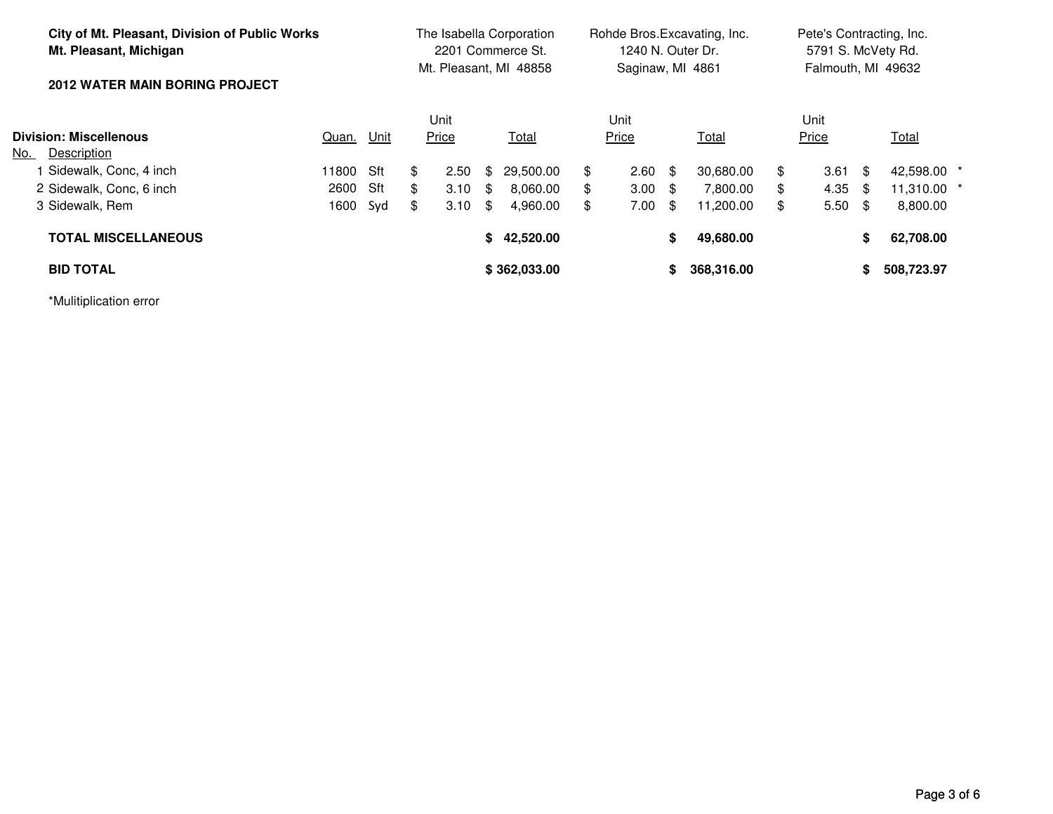**City of Mt. Pleasant, Division of Public Works**
**Mt. Pleasant, Michigan**

**2012 WATER MAIN BORING PROJECT**

| | | | | The Isabella Corporation<br>2201 Commerce St.<br>Mt. Pleasant, MI 48858 | | Rohde Bros.Excavating, Inc.<br>1240 N. Outer Dr.<br>Saginaw, MI 4861 | | Pete's Contracting, Inc.<br>5791 S. McVety Rd.<br>Falmouth, MI 49632 | |
|---|---|---|---|---|---|---|---|---|---|
| | **Division: Miscellenous** | | | | | | | | |
| No. | Description | Quan. | Unit | Unit Price | Total | Unit Price | Total | Unit Price | Total |
| 1 | Sidewalk, Conc, 4 inch | 11800 | Sft | $ 2.50 | $ 29,500.00 | $ 2.60 | $ 30,680.00 | $ 3.61 | $ 42,598.00 * |
| 2 | Sidewalk, Conc, 6 inch | 2600 | Sft | $ 3.10 | $ 8,060.00 | $ 3.00 | $ 7,800.00 | $ 4.35 | $ 11,310.00 * |
| 3 | Sidewalk, Rem | 1600 | Syd | $ 3.10 | $ 4,960.00 | $ 7.00 | $ 11,200.00 | $ 5.50 | $ 8,800.00 |
| | **TOTAL MISCELLANEOUS** | | | | **$ 42,520.00** | | **$ 49,680.00** | | **$ 62,708.00** |
| | **BID TOTAL** | | | | **$ 362,033.00** | | **$ 368,316.00** | | **$ 508,723.97** |

*Mulitiplication error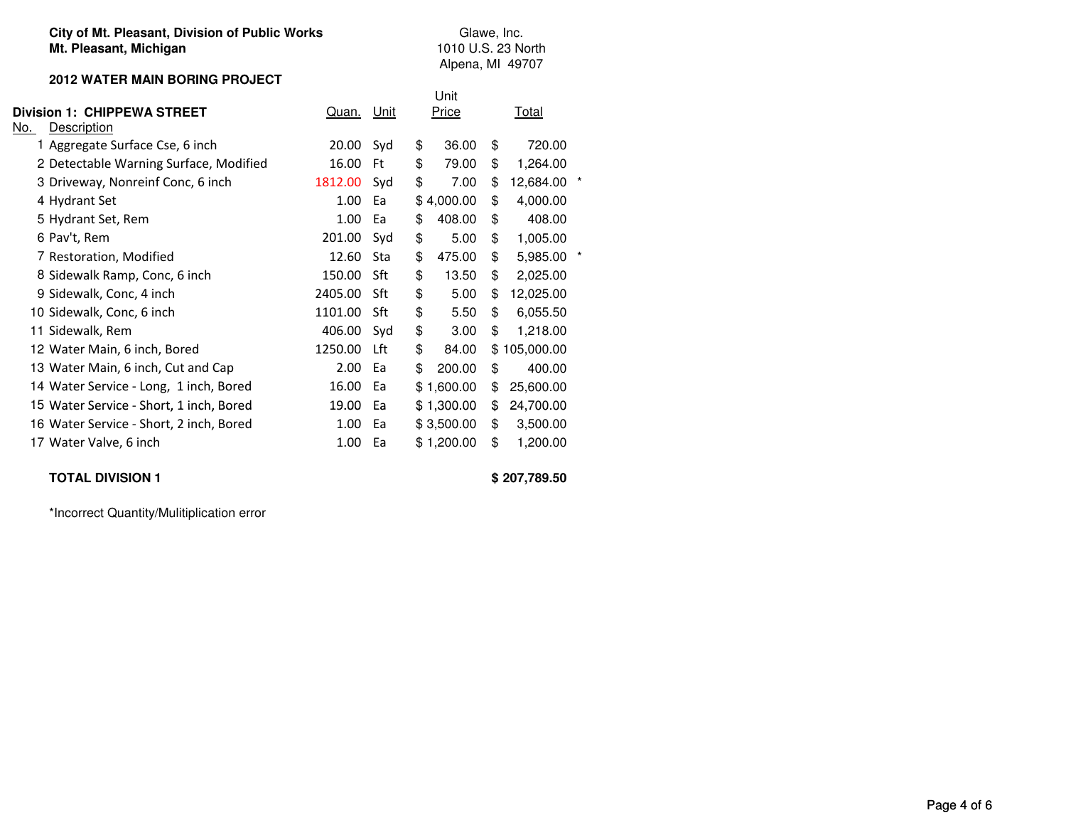**City of Mt. Pleasant, Division of Public Works**
**Mt. Pleasant, Michigan**

Glawe, Inc.
1010 U.S. 23 North
Alpena, MI 49707

**2012 WATER MAIN BORING PROJECT**

| No. | **Division 1: CHIPPEWA STREET** Description | Quan. | Unit | Unit Price | Total | |
|---|---|---|---|---|---|---|
| 1 | Aggregate Surface Cse, 6 inch | 20.00 | Syd | $ 36.00 | $ 720.00 | |
| 2 | Detectable Warning Surface, Modified | 16.00 | Ft | $ 79.00 | $ 1,264.00 | |
| 3 | Driveway, Nonreinf Conc, 6 inch | 1812.00 | Syd | $ 7.00 | $ 12,684.00 | * |
| 4 | Hydrant Set | 1.00 | Ea | $ 4,000.00 | $ 4,000.00 | |
| 5 | Hydrant Set, Rem | 1.00 | Ea | $ 408.00 | $ 408.00 | |
| 6 | Pav't, Rem | 201.00 | Syd | $ 5.00 | $ 1,005.00 | |
| 7 | Restoration, Modified | 12.60 | Sta | $ 475.00 | $ 5,985.00 | * |
| 8 | Sidewalk Ramp, Conc, 6 inch | 150.00 | Sft | $ 13.50 | $ 2,025.00 | |
| 9 | Sidewalk, Conc, 4 inch | 2405.00 | Sft | $ 5.00 | $ 12,025.00 | |
| 10 | Sidewalk, Conc, 6 inch | 1101.00 | Sft | $ 5.50 | $ 6,055.50 | |
| 11 | Sidewalk, Rem | 406.00 | Syd | $ 3.00 | $ 1,218.00 | |
| 12 | Water Main, 6 inch, Bored | 1250.00 | Lft | $ 84.00 | $ 105,000.00 | |
| 13 | Water Main, 6 inch, Cut and Cap | 2.00 | Ea | $ 200.00 | $ 400.00 | |
| 14 | Water Service - Long, 1 inch, Bored | 16.00 | Ea | $ 1,600.00 | $ 25,600.00 | |
| 15 | Water Service - Short, 1 inch, Bored | 19.00 | Ea | $ 1,300.00 | $ 24,700.00 | |
| 16 | Water Service - Short, 2 inch, Bored | 1.00 | Ea | $ 3,500.00 | $ 3,500.00 | |
| 17 | Water Valve, 6 inch | 1.00 | Ea | $ 1,200.00 | $ 1,200.00 | |
| | **TOTAL DIVISION 1** | | | | **$ 207,789.50** | |

*Incorrect Quantity/Mulitiplication error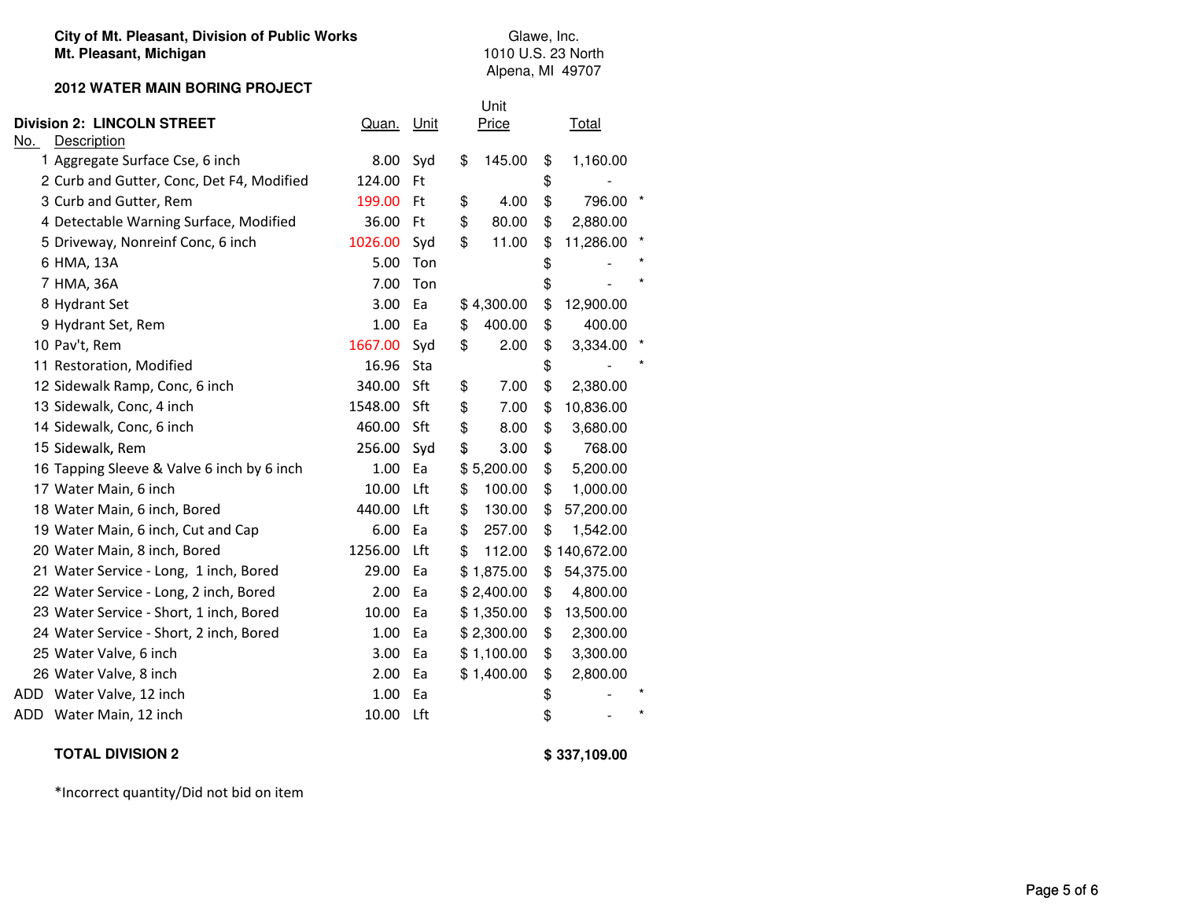**City of Mt. Pleasant, Division of Public Works**
**Mt. Pleasant, Michigan**

**2012 WATER MAIN BORING PROJECT**

Glawe, Inc.
1010 U.S. 23 North
Alpena, MI 49707

| No. | **Division 2: LINCOLN STREET** Description | Quan. | Unit | Unit Price | Total | |
|---|---|---|---|---|---|---|
| 1 | Aggregate Surface Cse, 6 inch | 8.00 | Syd | $ 145.00 | $ 1,160.00 | |
| 2 | Curb and Gutter, Conc, Det F4, Modified | 124.00 | Ft | | $ - | |
| 3 | Curb and Gutter, Rem | 199.00 | Ft | $ 4.00 | $ 796.00 | * |
| 4 | Detectable Warning Surface, Modified | 36.00 | Ft | $ 80.00 | $ 2,880.00 | |
| 5 | Driveway, Nonreinf Conc, 6 inch | 1026.00 | Syd | $ 11.00 | $ 11,286.00 | * |
| 6 | HMA, 13A | 5.00 | Ton | | $ - | * |
| 7 | HMA, 36A | 7.00 | Ton | | $ - | * |
| 8 | Hydrant Set | 3.00 | Ea | $ 4,300.00 | $ 12,900.00 | |
| 9 | Hydrant Set, Rem | 1.00 | Ea | $ 400.00 | $ 400.00 | |
| 10 | Pav't, Rem | 1667.00 | Syd | $ 2.00 | $ 3,334.00 | * |
| 11 | Restoration, Modified | 16.96 | Sta | | $ - | * |
| 12 | Sidewalk Ramp, Conc, 6 inch | 340.00 | Sft | $ 7.00 | $ 2,380.00 | |
| 13 | Sidewalk, Conc, 4 inch | 1548.00 | Sft | $ 7.00 | $ 10,836.00 | |
| 14 | Sidewalk, Conc, 6 inch | 460.00 | Sft | $ 8.00 | $ 3,680.00 | |
| 15 | Sidewalk, Rem | 256.00 | Syd | $ 3.00 | $ 768.00 | |
| 16 | Tapping Sleeve & Valve 6 inch by 6 inch | 1.00 | Ea | $ 5,200.00 | $ 5,200.00 | |
| 17 | Water Main, 6 inch | 10.00 | Lft | $ 100.00 | $ 1,000.00 | |
| 18 | Water Main, 6 inch, Bored | 440.00 | Lft | $ 130.00 | $ 57,200.00 | |
| 19 | Water Main, 6 inch, Cut and Cap | 6.00 | Ea | $ 257.00 | $ 1,542.00 | |
| 20 | Water Main, 8 inch, Bored | 1256.00 | Lft | $ 112.00 | $ 140,672.00 | |
| 21 | Water Service - Long, 1 inch, Bored | 29.00 | Ea | $ 1,875.00 | $ 54,375.00 | |
| 22 | Water Service - Long, 2 inch, Bored | 2.00 | Ea | $ 2,400.00 | $ 4,800.00 | |
| 23 | Water Service - Short, 1 inch, Bored | 10.00 | Ea | $ 1,350.00 | $ 13,500.00 | |
| 24 | Water Service - Short, 2 inch, Bored | 1.00 | Ea | $ 2,300.00 | $ 2,300.00 | |
| 25 | Water Valve, 6 inch | 3.00 | Ea | $ 1,100.00 | $ 3,300.00 | |
| 26 | Water Valve, 8 inch | 2.00 | Ea | $ 1,400.00 | $ 2,800.00 | |
| ADD | Water Valve, 12 inch | 1.00 | Ea | | $ - | * |
| ADD | Water Main, 12 inch | 10.00 | Lft | | $ - | * |
| | **TOTAL DIVISION 2** | | | | **$ 337,109.00** | |

*Incorrect quantity/Did not bid on item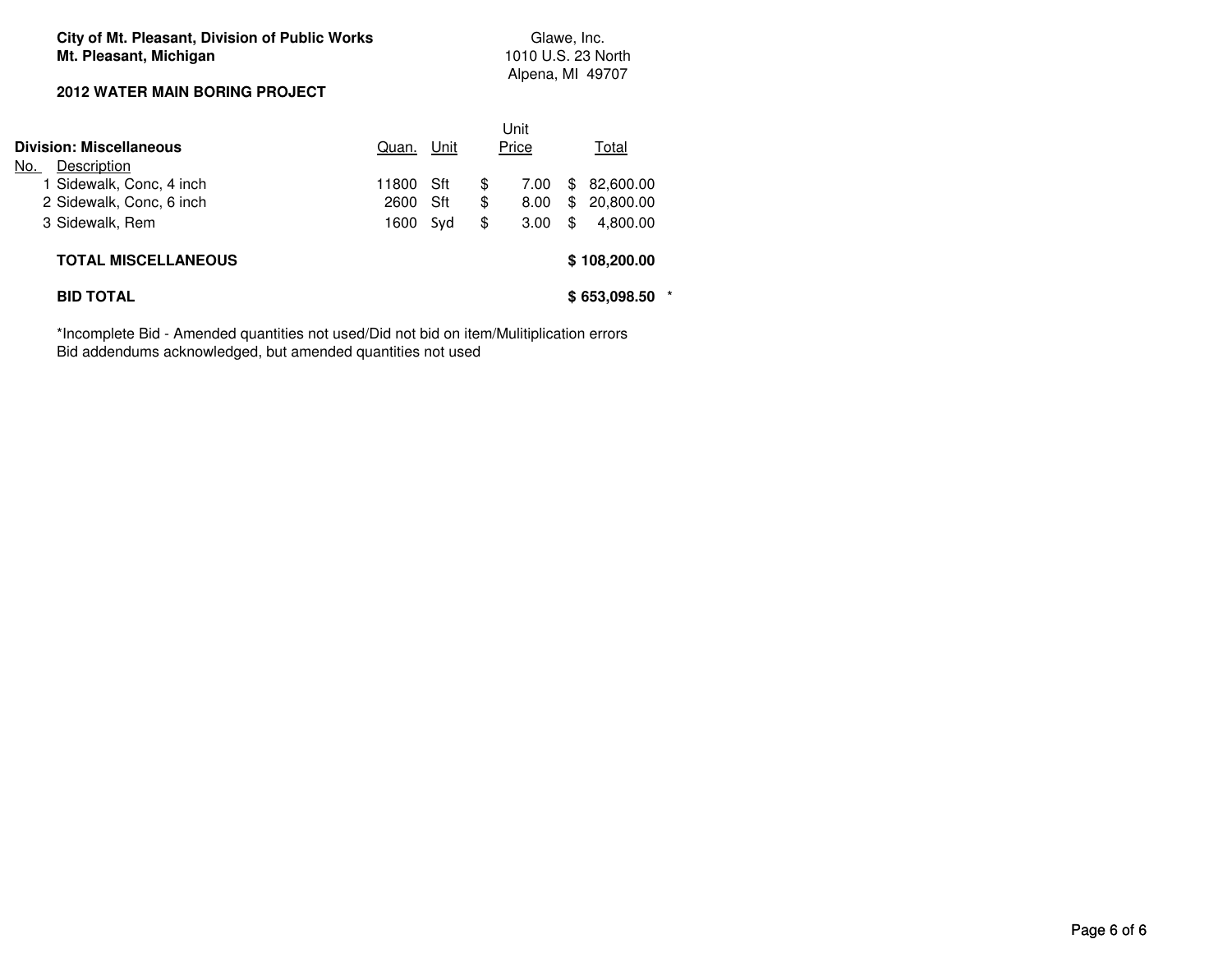**City of Mt. Pleasant, Division of Public Works**
**Mt. Pleasant, Michigan**

Glawe, Inc.
1010 U.S. 23 North
Alpena, MI 49707

**2012 WATER MAIN BORING PROJECT**

| No. | **Division: Miscellaneous** Description | Quan. | Unit | Unit Price | Total |
|---|---|---|---|---|---|
| 1 | Sidewalk, Conc, 4 inch | 11800 | Sft | $ 7.00 | $ 82,600.00 |
| 2 | Sidewalk, Conc, 6 inch | 2600 | Sft | $ 8.00 | $ 20,800.00 |
| 3 | Sidewalk, Rem | 1600 | Syd | $ 3.00 | $ 4,800.00 |
| | **TOTAL MISCELLANEOUS** | | | | **$ 108,200.00** |
| | **BID TOTAL** | | | | **$ 653,098.50** * |

*Incomplete Bid - Amended quantities not used/Did not bid on item/Mulitiplication errors
Bid addendums acknowledged, but amended quantities not used